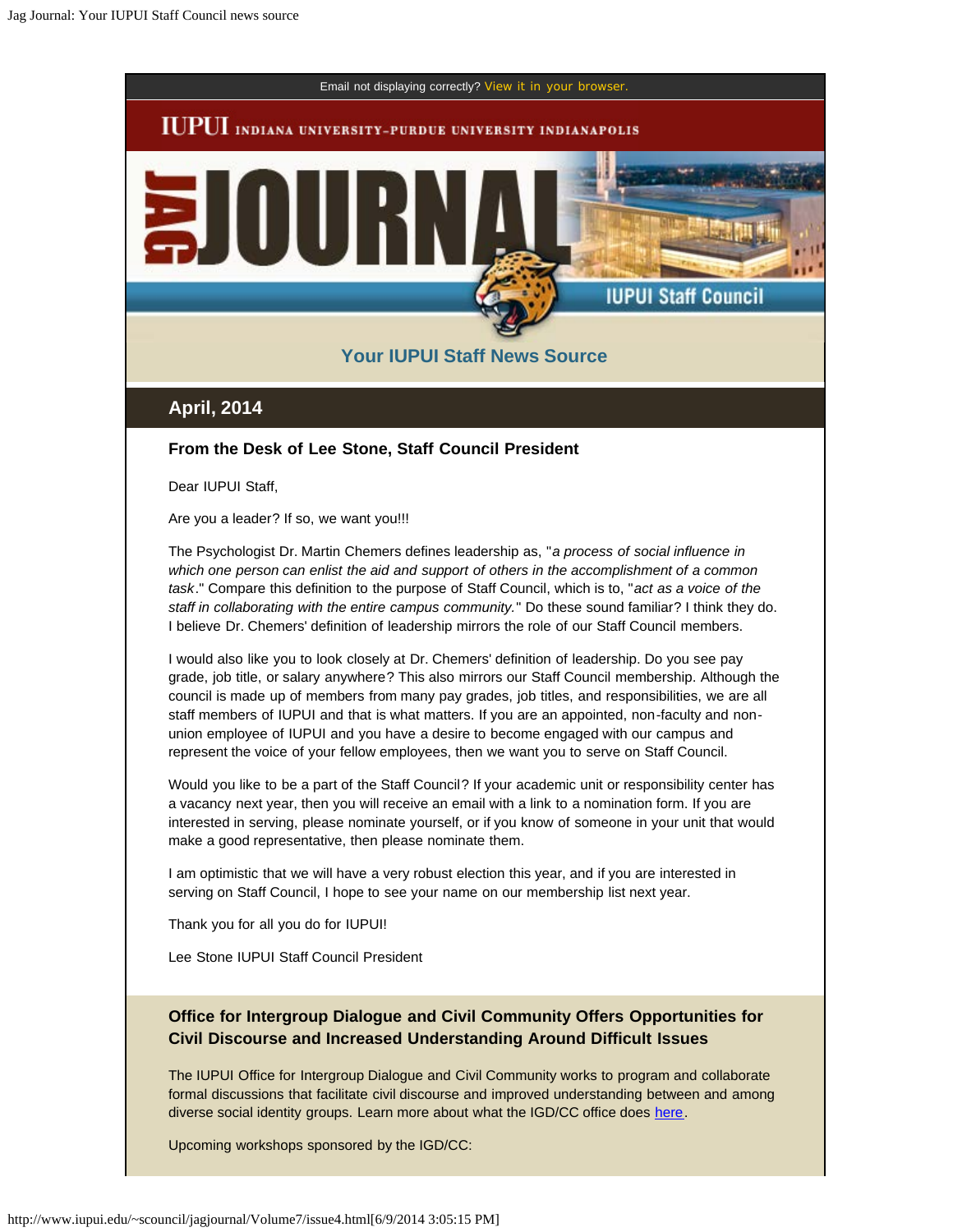Email not displaying correctly? View it in your browser.

IUPUI INDIANA UNIVERSITY-PURDUE UNIVERSITY INDIANAPOLIS

JAG JOURNAL

IUPUI Staff Council

## Your IUPUI Staff News Source

## April, 2014

### From the Desk of Lee Stone, Staff Council President

Dear IUPUI Staff,

Are you a leader? If so, we want you!!!

The Psychologist Dr. Martin Chemers defines leadership as, "*a process of social influence in which one person can enlist the aid and support of others in the accomplishment of a common task*." Compare this definition to the purpose of Staff Council, which is to, "*act as a voice of the staff in collaborating with the entire campus community.*" Do these sound familiar? I think they do. I believe Dr. Chemers' definition of leadership mirrors the role of our Staff Council members.

I would also like you to look closely at Dr. Chemers' definition of leadership. Do you see pay grade, job title, or salary anywhere? This also mirrors our Staff Council membership. Although the council is made up of members from many pay grades, job titles, and responsibilities, we are all staff members of IUPUI and that is what matters. If you are an appointed, non-faculty and non-union employee of IUPUI and you have a desire to become engaged with our campus and represent the voice of your fellow employees, then we want you to serve on Staff Council.

Would you like to be a part of the Staff Council? If your academic unit or responsibility center has a vacancy next year, then you will receive an email with a link to a nomination form. If you are interested in serving, please nominate yourself, or if you know of someone in your unit that would make a good representative, then please nominate them.

I am optimistic that we will have a very robust election this year, and if you are interested in serving on Staff Council, I hope to see your name on our membership list next year.

Thank you for all you do for IUPUI!

Lee Stone IUPUI Staff Council President

### Office for Intergroup Dialogue and Civil Community Offers Opportunities for Civil Discourse and Increased Understanding Around Difficult Issues

The IUPUI Office for Intergroup Dialogue and Civil Community works to program and collaborate formal discussions that facilitate civil discourse and improved understanding between and among diverse social identity groups. Learn more about what the IGD/CC office does here.

Upcoming workshops sponsored by the IGD/CC: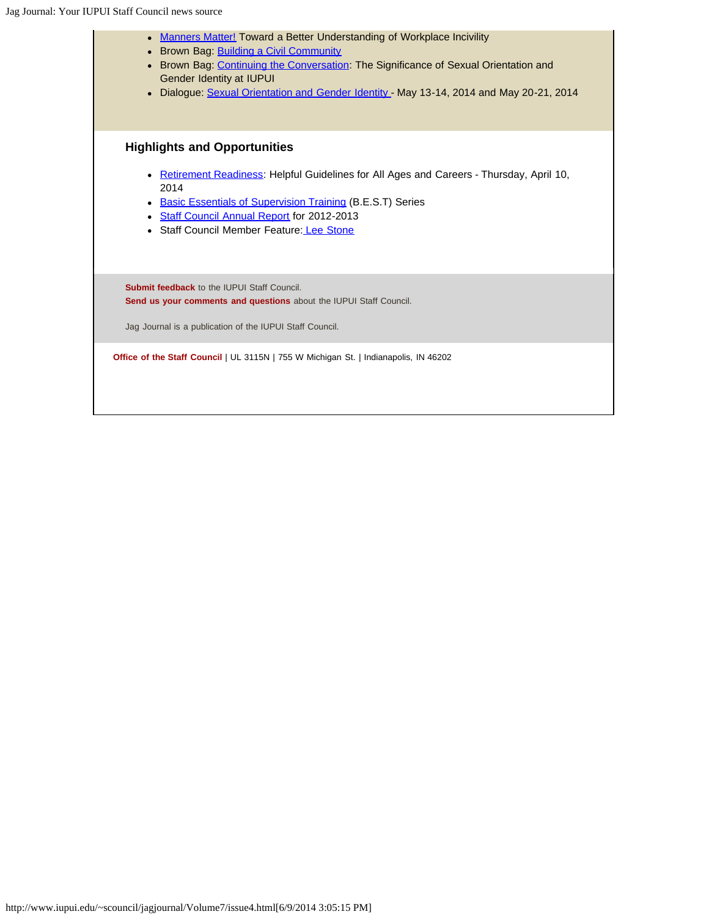- Manners Matter! Toward a Better Understanding of Workplace Incivility
- Brown Bag: Building a Civil Community
- Brown Bag: Continuing the Conversation: The Significance of Sexual Orientation and Gender Identity at IUPUI
- Dialogue: Sexual Orientation and Gender Identity - May 13-14, 2014 and May 20-21, 2014

### Highlights and Opportunities

- Retirement Readiness: Helpful Guidelines for All Ages and Careers - Thursday, April 10, 2014
- Basic Essentials of Supervision Training (B.E.S.T) Series
- Staff Council Annual Report for 2012-2013
- Staff Council Member Feature: Lee Stone

**Submit feedback** to the IUPUI Staff Council.
**Send us your comments and questions** about the IUPUI Staff Council.

Jag Journal is a publication of the IUPUI Staff Council.

**Office of the Staff Council** | UL 3115N | 755 W Michigan St. | Indianapolis, IN 46202